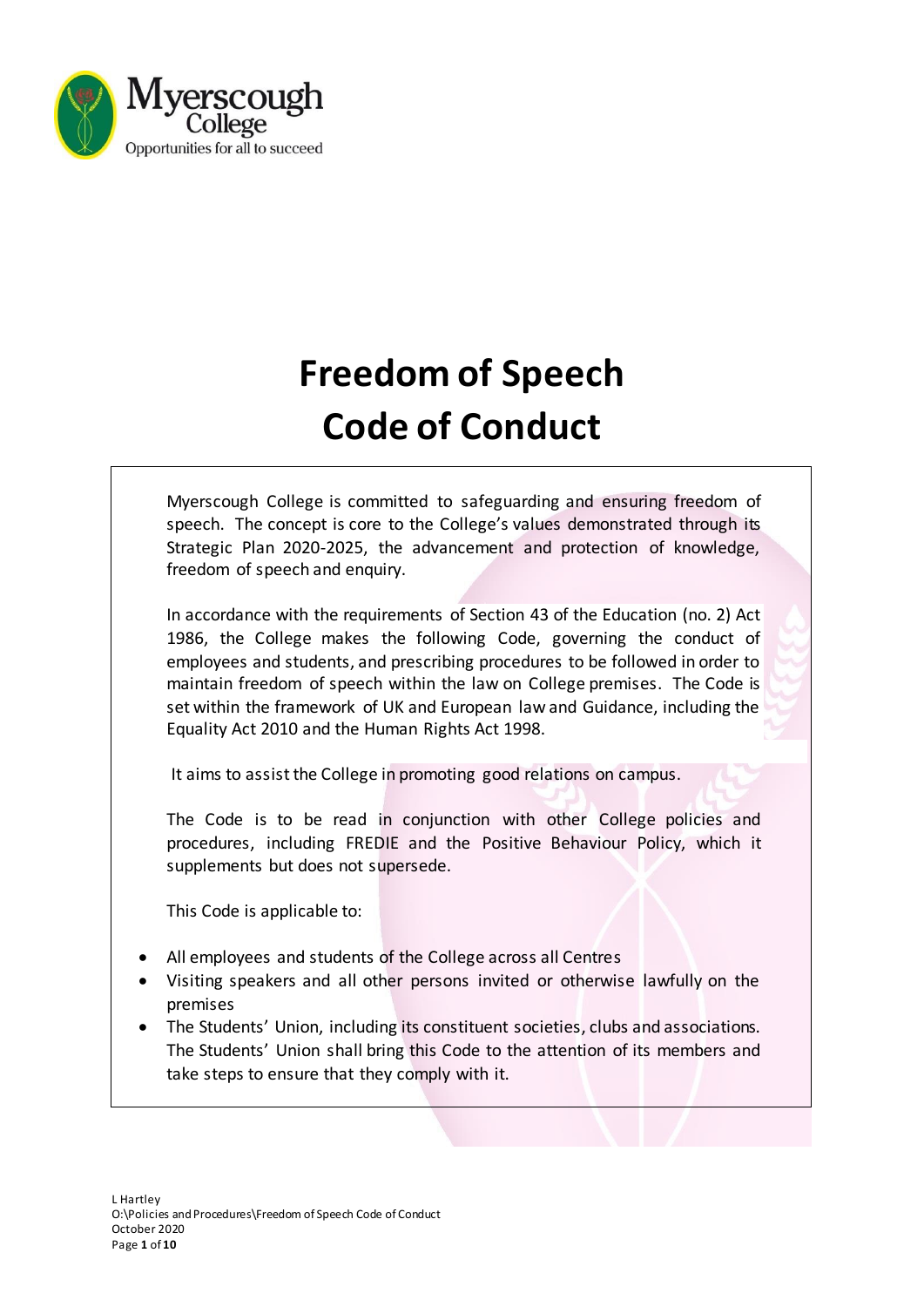# Freedom of Speech Code of Conduct

Myerscough College is committed to safeguarding and ensuring freedom of speech. The concept is core to the College's values demonstrated through its Strategic Plan 2020-2025, the advancement and protection of knowledge, freedom of speech and enquiry.

In accordance with the requirements of Section 43 of the Education (no. 2) Act 1986, the College makes the following Code, governing the conduct of employees and students, and prescribing procedures to be followed in order to maintain freedom of speech within the law on College premises. The Code is set within the framework of UK and European law and Guidance, including the Equality Act 2010 and the Human Rights Act 1998.

It aims to assist the College in promoting good relations on campus.

The Code is to be read in conjunction with other College policies and procedures, including FREDIE and the Positive Behaviour Policy, which it supplements but does not supersede.

This Code is applicable to:

- All employees and students of the College across all Centres
- Visiting speakers and all other persons invited or otherwise lawfully on the premises
- The Students' Union, including its constituent societies, clubs and associations. The Students' Union shall bring this Code to the attention of its members and take steps to ensure that they comply with it.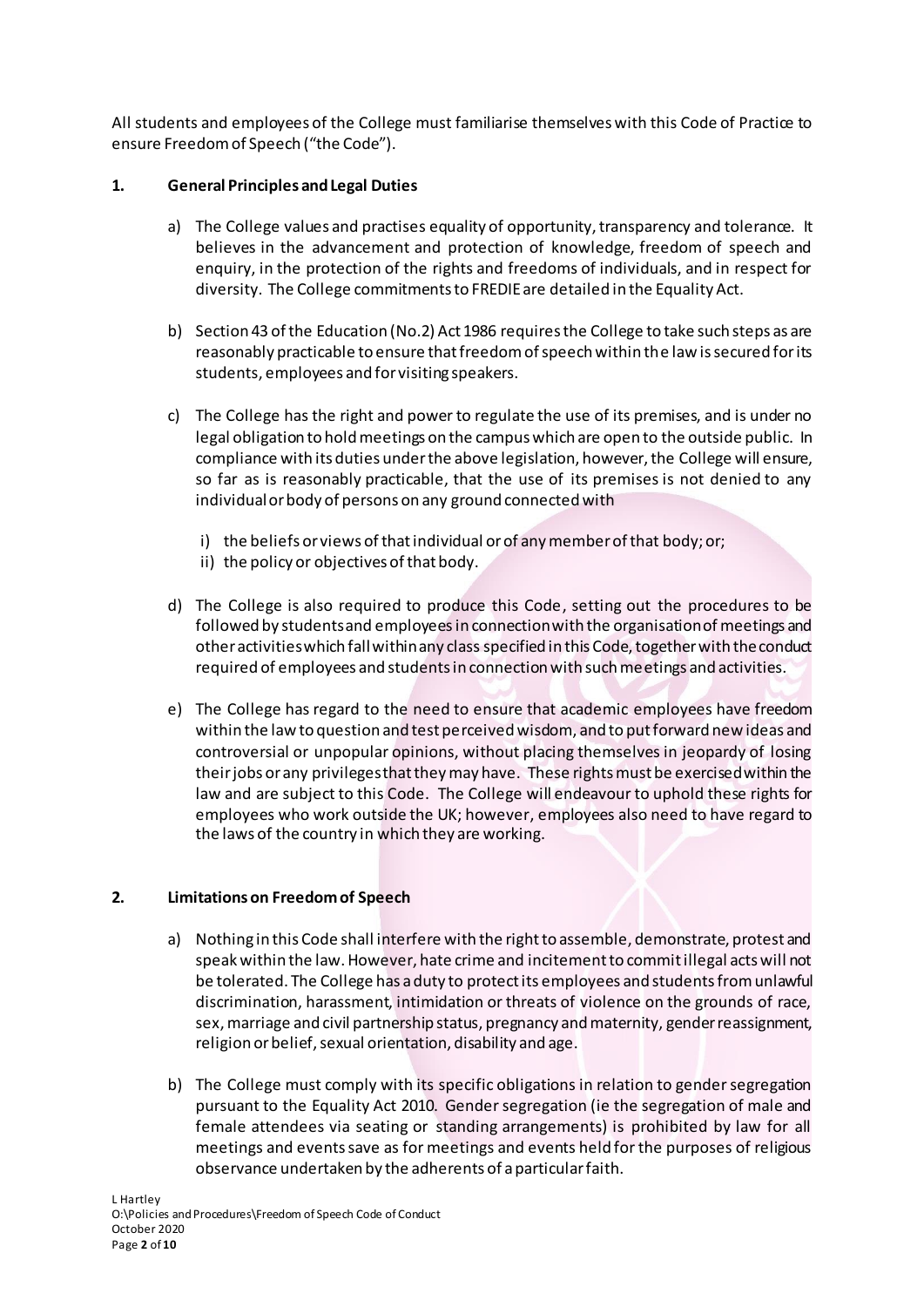All students and employees of the College must familiarise themselves with this Code of Practice to ensure Freedom of Speech ("the Code").

## 1. General Principles and Legal Duties

a) The College values and practises equality of opportunity, transparency and tolerance. It believes in the advancement and protection of knowledge, freedom of speech and enquiry, in the protection of the rights and freedoms of individuals, and in respect for diversity. The College commitments to FREDIE are detailed in the Equality Act.

b) Section 43 of the Education (No.2) Act 1986 requires the College to take such steps as are reasonably practicable to ensure that freedom of speech within the law is secured for its students, employees and for visiting speakers.

c) The College has the right and power to regulate the use of its premises, and is under no legal obligation to hold meetings on the campus which are open to the outside public. In compliance with its duties under the above legislation, however, the College will ensure, so far as is reasonably practicable, that the use of its premises is not denied to any individual or body of persons on any ground connected with

   i) the beliefs or views of that individual or of any member of that body; or;
   ii) the policy or objectives of that body.

d) The College is also required to produce this Code, setting out the procedures to be followed by students and employees in connection with the organisation of meetings and other activities which fall within any class specified in this Code, together with the conduct required of employees and students in connection with such meetings and activities.

e) The College has regard to the need to ensure that academic employees have freedom within the law to question and test perceived wisdom, and to put forward new ideas and controversial or unpopular opinions, without placing themselves in jeopardy of losing their jobs or any privileges that they may have. These rights must be exercised within the law and are subject to this Code. The College will endeavour to uphold these rights for employees who work outside the UK; however, employees also need to have regard to the laws of the country in which they are working.

## 2. Limitations on Freedom of Speech

a) Nothing in this Code shall interfere with the right to assemble, demonstrate, protest and speak within the law. However, hate crime and incitement to commit illegal acts will not be tolerated. The College has a duty to protect its employees and students from unlawful discrimination, harassment, intimidation or threats of violence on the grounds of race, sex, marriage and civil partnership status, pregnancy and maternity, gender reassignment, religion or belief, sexual orientation, disability and age.

b) The College must comply with its specific obligations in relation to gender segregation pursuant to the Equality Act 2010. Gender segregation (ie the segregation of male and female attendees via seating or standing arrangements) is prohibited by law for all meetings and events save as for meetings and events held for the purposes of religious observance undertaken by the adherents of a particular faith.

L Hartley
O:\Policies and Procedures\Freedom of Speech Code of Conduct
October 2020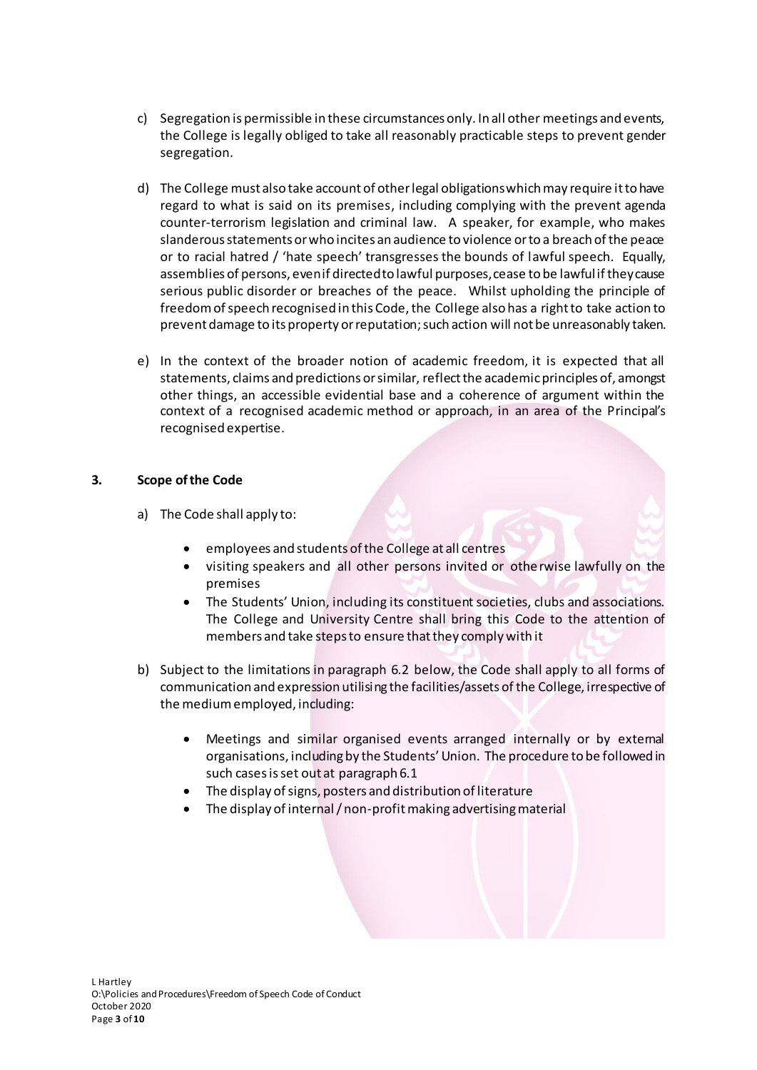c) Segregation is permissible in these circumstances only. In all other meetings and events, the College is legally obliged to take all reasonably practicable steps to prevent gender segregation.

d) The College must also take account of other legal obligations which may require it to have regard to what is said on its premises, including complying with the prevent agenda counter-terrorism legislation and criminal law. A speaker, for example, who makes slanderous statements or who incites an audience to violence or to a breach of the peace or to racial hatred / 'hate speech' transgresses the bounds of lawful speech. Equally, assemblies of persons, even if directed to lawful purposes, cease to be lawful if they cause serious public disorder or breaches of the peace. Whilst upholding the principle of freedom of speech recognised in this Code, the College also has a right to take action to prevent damage to its property or reputation; such action will not be unreasonably taken.

e) In the context of the broader notion of academic freedom, it is expected that all statements, claims and predictions or similar, reflect the academic principles of, amongst other things, an accessible evidential base and a coherence of argument within the context of a recognised academic method or approach, in an area of the Principal's recognised expertise.

## 3. Scope of the Code

a) The Code shall apply to:

- employees and students of the College at all centres
- visiting speakers and all other persons invited or otherwise lawfully on the premises
- The Students' Union, including its constituent societies, clubs and associations. The College and University Centre shall bring this Code to the attention of members and take steps to ensure that they comply with it

b) Subject to the limitations in paragraph 6.2 below, the Code shall apply to all forms of communication and expression utilising the facilities/assets of the College, irrespective of the medium employed, including:

- Meetings and similar organised events arranged internally or by external organisations, including by the Students' Union. The procedure to be followed in such cases is set out at paragraph 6.1
- The display of signs, posters and distribution of literature
- The display of internal / non-profit making advertising material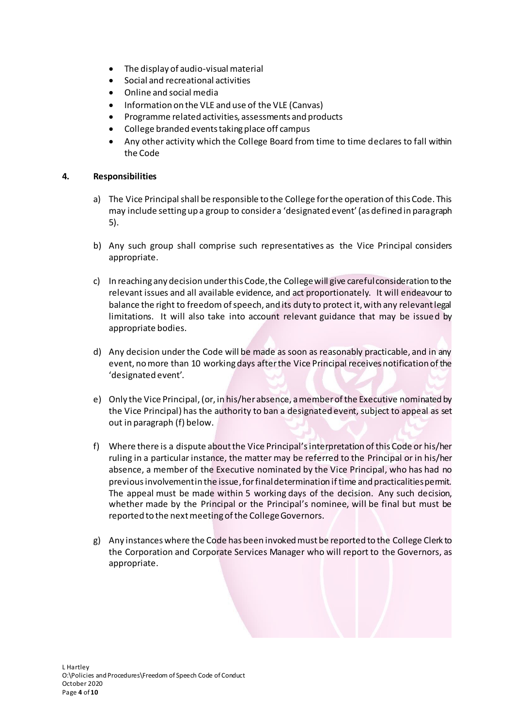- The display of audio-visual material
- Social and recreational activities
- Online and social media
- Information on the VLE and use of the VLE (Canvas)
- Programme related activities, assessments and products
- College branded events taking place off campus
- Any other activity which the College Board from time to time declares to fall within the Code

## 4. Responsibilities

a) The Vice Principal shall be responsible to the College for the operation of this Code. This may include setting up a group to consider a 'designated event' (as defined in paragraph 5).

b) Any such group shall comprise such representatives as the Vice Principal considers appropriate.

c) In reaching any decision under this Code, the College will give careful consideration to the relevant issues and all available evidence, and act proportionately. It will endeavour to balance the right to freedom of speech, and its duty to protect it, with any relevant legal limitations. It will also take into account relevant guidance that may be issued by appropriate bodies.

d) Any decision under the Code will be made as soon as reasonably practicable, and in any event, no more than 10 working days after the Vice Principal receives notification of the 'designated event'.

e) Only the Vice Principal, (or, in his/her absence, a member of the Executive nominated by the Vice Principal) has the authority to ban a designated event, subject to appeal as set out in paragraph (f) below.

f) Where there is a dispute about the Vice Principal's interpretation of this Code or his/her ruling in a particular instance, the matter may be referred to the Principal or in his/her absence, a member of the Executive nominated by the Vice Principal, who has had no previous involvement in the issue, for final determination if time and practicalities permit. The appeal must be made within 5 working days of the decision. Any such decision, whether made by the Principal or the Principal's nominee, will be final but must be reported to the next meeting of the College Governors.

g) Any instances where the Code has been invoked must be reported to the College Clerk to the Corporation and Corporate Services Manager who will report to the Governors, as appropriate.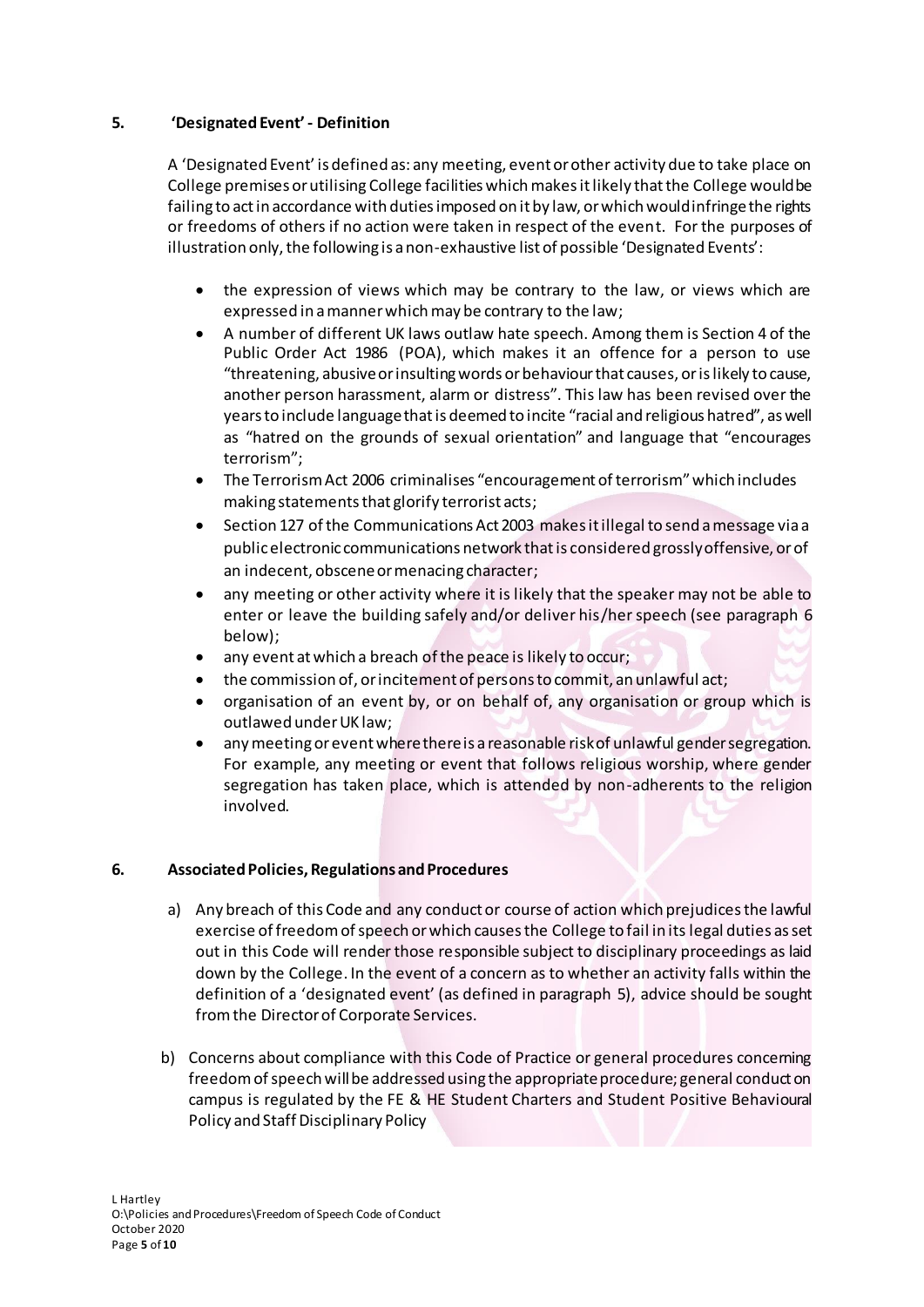## 5. 'Designated Event' - Definition

A 'Designated Event' is defined as: any meeting, event or other activity due to take place on College premises or utilising College facilities which makes it likely that the College would be failing to act in accordance with duties imposed on it by law, or which would infringe the rights or freedoms of others if no action were taken in respect of the event. For the purposes of illustration only, the following is a non-exhaustive list of possible 'Designated Events':

- the expression of views which may be contrary to the law, or views which are expressed in a manner which may be contrary to the law;
- A number of different UK laws outlaw hate speech. Among them is Section 4 of the Public Order Act 1986 (POA), which makes it an offence for a person to use "threatening, abusive or insulting words or behaviour that causes, or is likely to cause, another person harassment, alarm or distress". This law has been revised over the years to include language that is deemed to incite "racial and religious hatred", as well as "hatred on the grounds of sexual orientation" and language that "encourages terrorism";
- The Terrorism Act 2006 criminalises "encouragement of terrorism" which includes making statements that glorify terrorist acts;
- Section 127 of the Communications Act 2003 makes it illegal to send a message via a public electronic communications network that is considered grossly offensive, or of an indecent, obscene or menacing character;
- any meeting or other activity where it is likely that the speaker may not be able to enter or leave the building safely and/or deliver his/her speech (see paragraph 6 below);
- any event at which a breach of the peace is likely to occur;
- the commission of, or incitement of persons to commit, an unlawful act;
- organisation of an event by, or on behalf of, any organisation or group which is outlawed under UK law;
- any meeting or event where there is a reasonable risk of unlawful gender segregation. For example, any meeting or event that follows religious worship, where gender segregation has taken place, which is attended by non-adherents to the religion involved.

## 6. Associated Policies, Regulations and Procedures

a) Any breach of this Code and any conduct or course of action which prejudices the lawful exercise of freedom of speech or which causes the College to fail in its legal duties as set out in this Code will render those responsible subject to disciplinary proceedings as laid down by the College. In the event of a concern as to whether an activity falls within the definition of a 'designated event' (as defined in paragraph 5), advice should be sought from the Director of Corporate Services.

b) Concerns about compliance with this Code of Practice or general procedures concerning freedom of speech will be addressed using the appropriate procedure; general conduct on campus is regulated by the FE & HE Student Charters and Student Positive Behavioural Policy and Staff Disciplinary Policy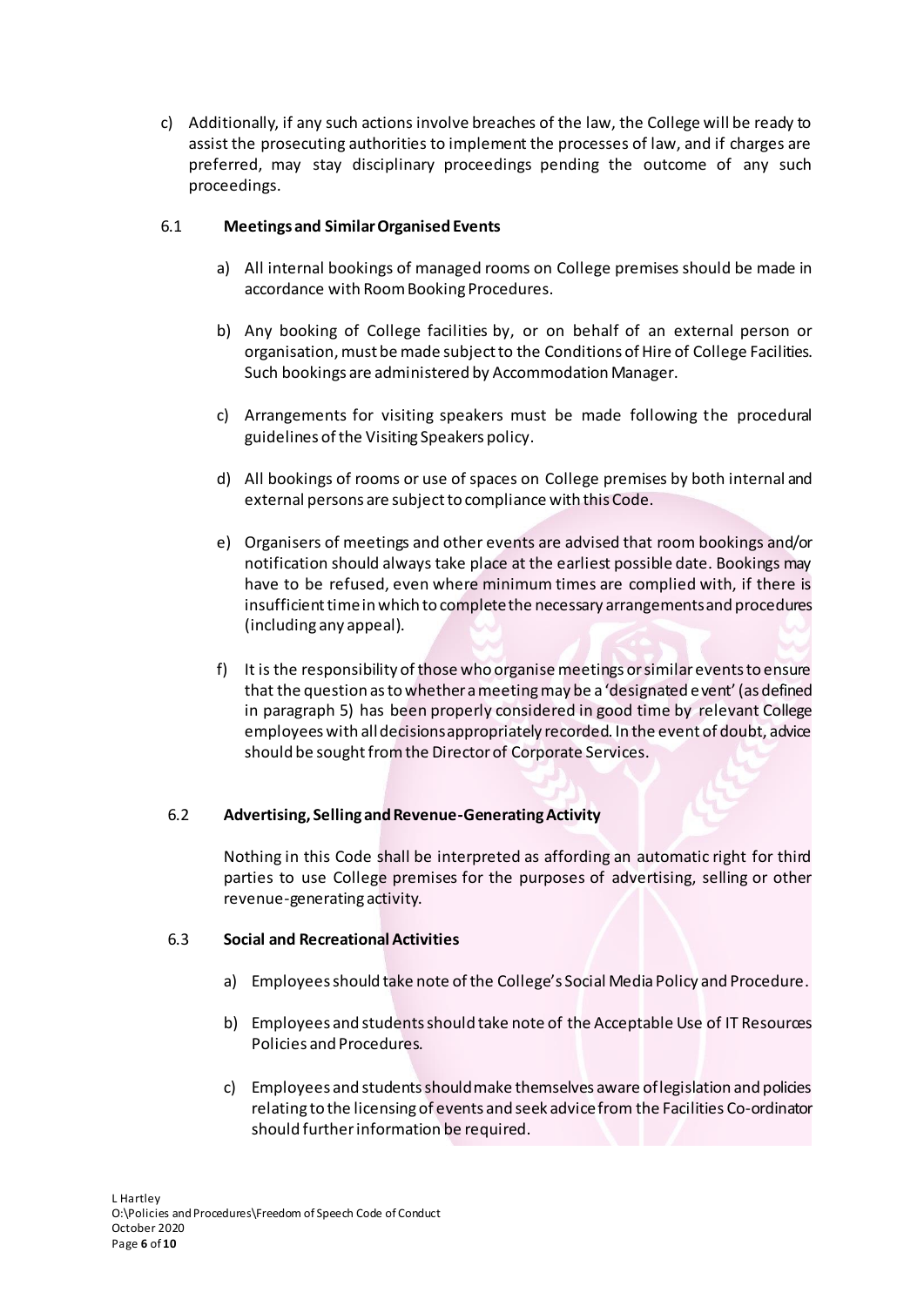c) Additionally, if any such actions involve breaches of the law, the College will be ready to assist the prosecuting authorities to implement the processes of law, and if charges are preferred, may stay disciplinary proceedings pending the outcome of any such proceedings.

### 6.1 Meetings and Similar Organised Events

a) All internal bookings of managed rooms on College premises should be made in accordance with Room Booking Procedures.

b) Any booking of College facilities by, or on behalf of an external person or organisation, must be made subject to the Conditions of Hire of College Facilities. Such bookings are administered by Accommodation Manager.

c) Arrangements for visiting speakers must be made following the procedural guidelines of the Visiting Speakers policy.

d) All bookings of rooms or use of spaces on College premises by both internal and external persons are subject to compliance with this Code.

e) Organisers of meetings and other events are advised that room bookings and/or notification should always take place at the earliest possible date. Bookings may have to be refused, even where minimum times are complied with, if there is insufficient time in which to complete the necessary arrangements and procedures (including any appeal).

f) It is the responsibility of those who organise meetings or similar events to ensure that the question as to whether a meeting may be a 'designated event' (as defined in paragraph 5) has been properly considered in good time by relevant College employees with all decisions appropriately recorded. In the event of doubt, advice should be sought from the Director of Corporate Services.

### 6.2 Advertising, Selling and Revenue-Generating Activity

Nothing in this Code shall be interpreted as affording an automatic right for third parties to use College premises for the purposes of advertising, selling or other revenue-generating activity.

### 6.3 Social and Recreational Activities

a) Employees should take note of the College's Social Media Policy and Procedure.

b) Employees and students should take note of the Acceptable Use of IT Resources Policies and Procedures.

c) Employees and students should make themselves aware of legislation and policies relating to the licensing of events and seek advice from the Facilities Co-ordinator should further information be required.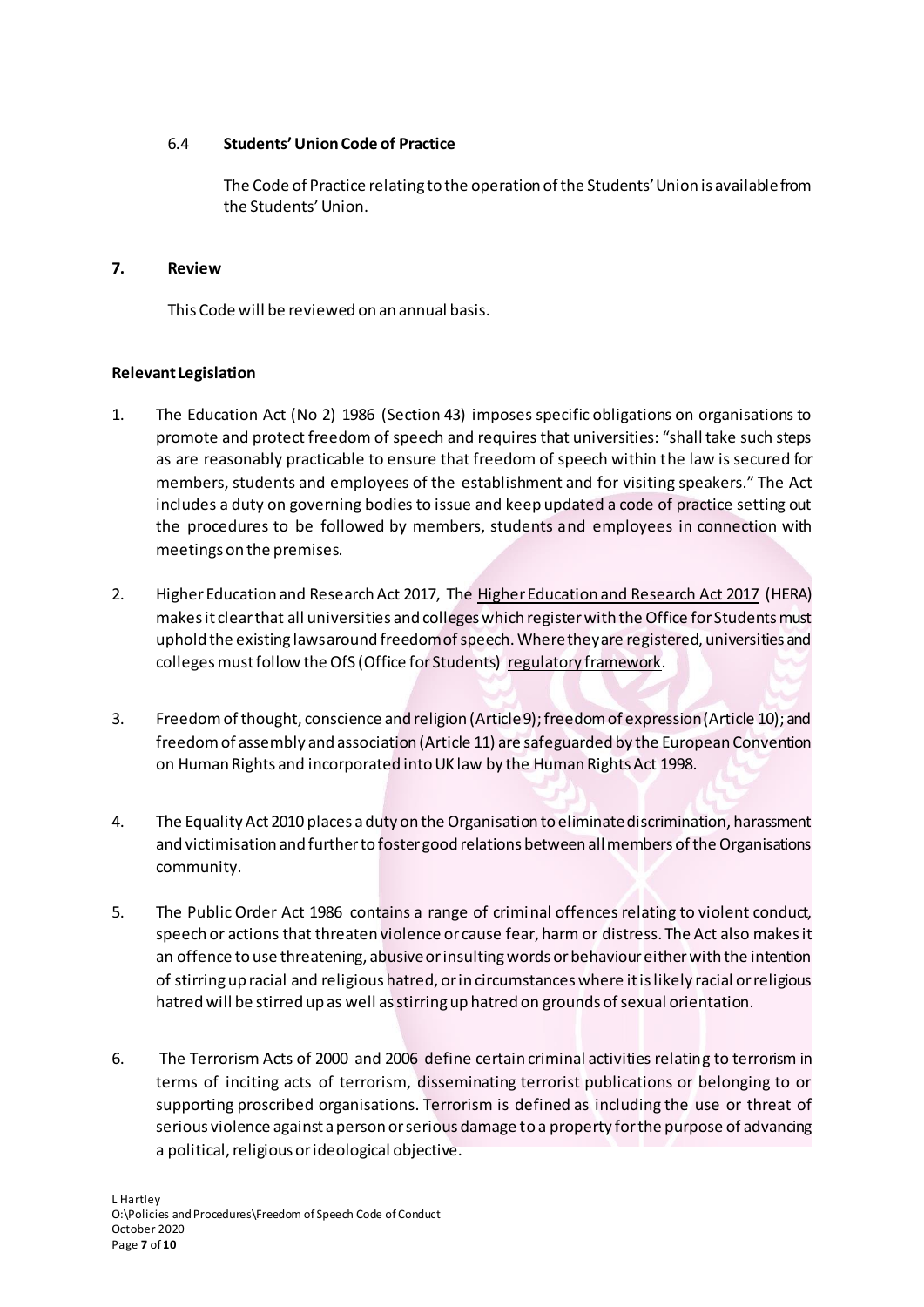### 6.4 **Students' Union Code of Practice**

The Code of Practice relating to the operation of the Students' Union is available from the Students' Union.

### 7. **Review**

This Code will be reviewed on an annual basis.

**Relevant Legislation**

1. The Education Act (No 2) 1986 (Section 43) imposes specific obligations on organisations to promote and protect freedom of speech and requires that universities: "shall take such steps as are reasonably practicable to ensure that freedom of speech within the law is secured for members, students and employees of the establishment and for visiting speakers." The Act includes a duty on governing bodies to issue and keep updated a code of practice setting out the procedures to be followed by members, students and employees in connection with meetings on the premises.

2. Higher Education and Research Act 2017, The Higher Education and Research Act 2017 (HERA) makes it clear that all universities and colleges which register with the Office for Students must uphold the existing laws around freedom of speech. Where they are registered, universities and colleges must follow the OfS (Office for Students) regulatory framework.

3. Freedom of thought, conscience and religion (Article 9); freedom of expression (Article 10); and freedom of assembly and association (Article 11) are safeguarded by the European Convention on Human Rights and incorporated into UK law by the Human Rights Act 1998.

4. The Equality Act 2010 places a duty on the Organisation to eliminate discrimination, harassment and victimisation and further to foster good relations between all members of the Organisations community.

5. The Public Order Act 1986 contains a range of criminal offences relating to violent conduct, speech or actions that threaten violence or cause fear, harm or distress. The Act also makes it an offence to use threatening, abusive or insulting words or behaviour either with the intention of stirring up racial and religious hatred, or in circumstances where it is likely racial or religious hatred will be stirred up as well as stirring up hatred on grounds of sexual orientation.

6. The Terrorism Acts of 2000 and 2006 define certain criminal activities relating to terrorism in terms of inciting acts of terrorism, disseminating terrorist publications or belonging to or supporting proscribed organisations. Terrorism is defined as including the use or threat of serious violence against a person or serious damage to a property for the purpose of advancing a political, religious or ideological objective.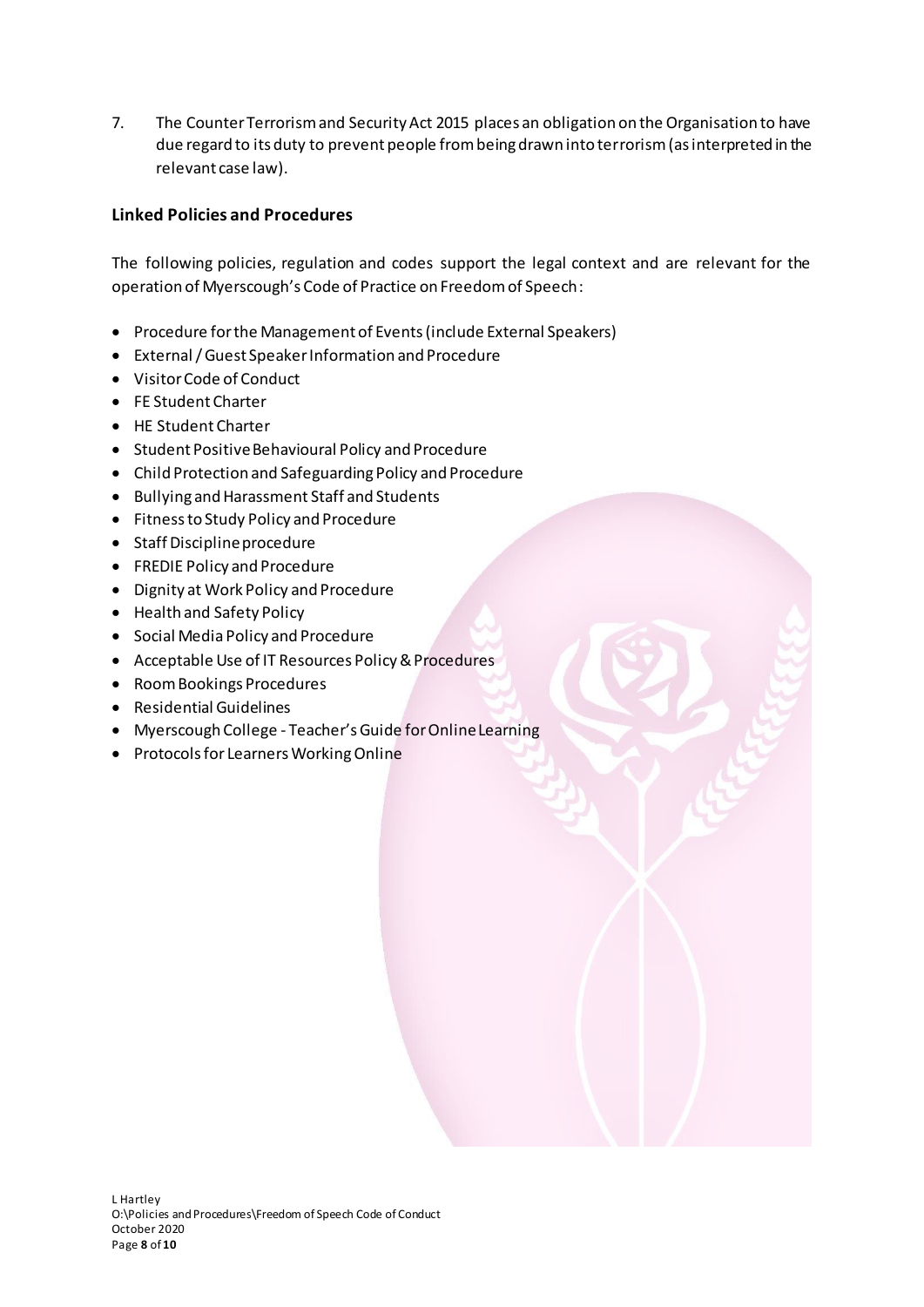7. The Counter Terrorism and Security Act 2015 places an obligation on the Organisation to have due regard to its duty to prevent people from being drawn into terrorism (as interpreted in the relevant case law).

## Linked Policies and Procedures

The following policies, regulation and codes support the legal context and are relevant for the operation of Myerscough's Code of Practice on Freedom of Speech:

- Procedure for the Management of Events (include External Speakers)
- External / Guest Speaker Information and Procedure
- Visitor Code of Conduct
- FE Student Charter
- HE Student Charter
- Student Positive Behavioural Policy and Procedure
- Child Protection and Safeguarding Policy and Procedure
- Bullying and Harassment Staff and Students
- Fitness to Study Policy and Procedure
- Staff Discipline procedure
- FREDIE Policy and Procedure
- Dignity at Work Policy and Procedure
- Health and Safety Policy
- Social Media Policy and Procedure
- Acceptable Use of IT Resources Policy & Procedures
- Room Bookings Procedures
- Residential Guidelines
- Myerscough College - Teacher's Guide for Online Learning
- Protocols for Learners Working Online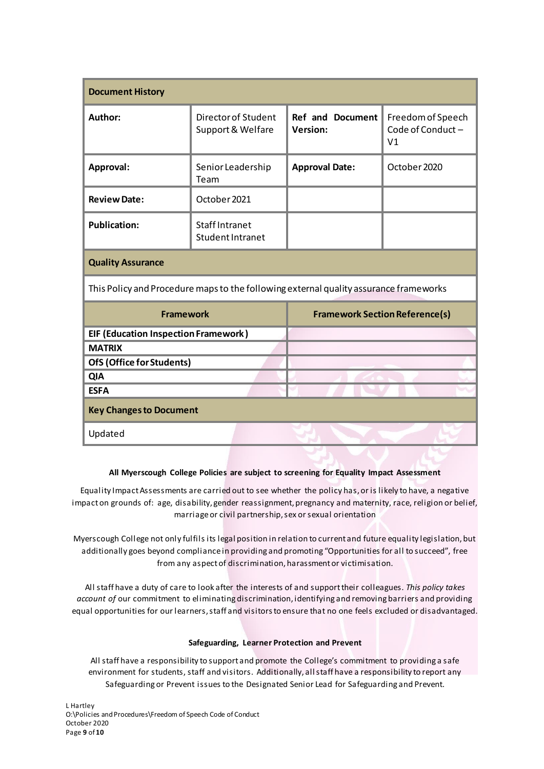| Document History | | | |
|---|---|---|---|
| **Author:** | Director of Student Support & Welfare | **Ref and Document Version:** | Freedom of Speech Code of Conduct – V1 |
| **Approval:** | Senior Leadership Team | **Approval Date:** | October 2020 |
| **Review Date:** | October 2021 | | |
| **Publication:** | Staff Intranet<br>Student Intranet | | |

| Quality Assurance | |
|---|---|
| This Policy and Procedure maps to the following external quality assurance frameworks | |
| **Framework** | **Framework Section Reference(s)** |
| **EIF (Education Inspection Framework)** | |
| **MATRIX** | |
| **OfS (Office for Students)** | |
| **QIA** | |
| **ESFA** | |

| Key Changes to Document |
|---|
| Updated |

**All Myerscough College Policies are subject to screening for Equality Impact Assessment**

Equality Impact Assessments are carried out to see whether the policy has, or is likely to have, a negative impact on grounds of: age, disability, gender reassignment, pregnancy and maternity, race, religion or belief, marriage or civil partnership, sex or sexual orientation

Myerscough College not only fulfils its legal position in relation to current and future equality legislation, but additionally goes beyond compliance in providing and promoting "Opportunities for all to succeed", free from any aspect of discrimination, harassment or victimisation.

All staff have a duty of care to look after the interests of and support their colleagues. *This policy takes account of* our commitment to eliminating discrimination, identifying and removing barriers and providing equal opportunities for our learners, staff and visitors to ensure that no one feels excluded or disadvantaged.

**Safeguarding, Learner Protection and Prevent**

All staff have a responsibility to support and promote the College's commitment to providing a safe environment for students, staff and visitors. Additionally, all staff have a responsibility to report any Safeguarding or Prevent issues to the Designated Senior Lead for Safeguarding and Prevent.